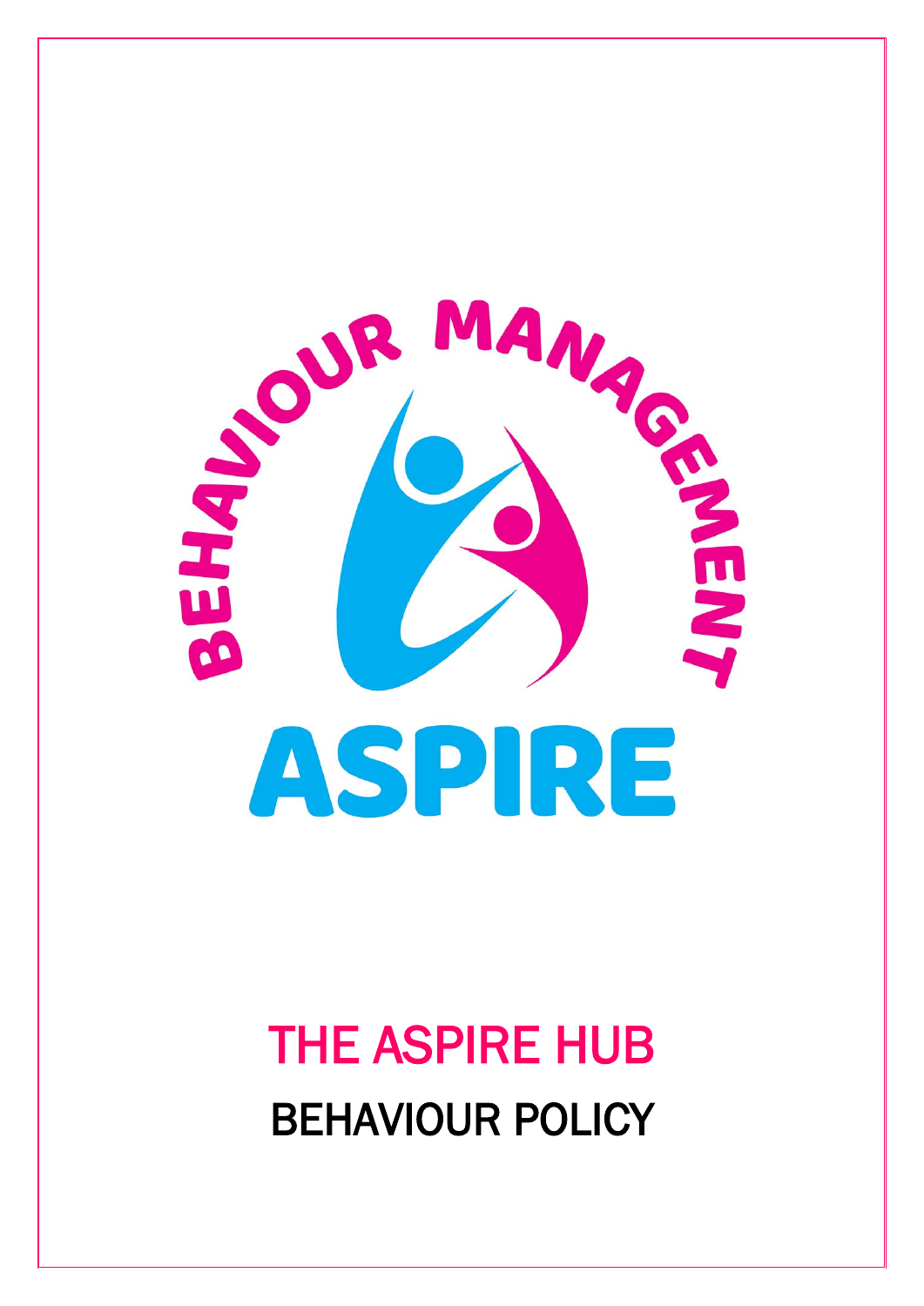BEHAVIOUR MANAGEMENT

ASPIRE

# THE ASPIRE HUB

## BEHAVIOUR POLICY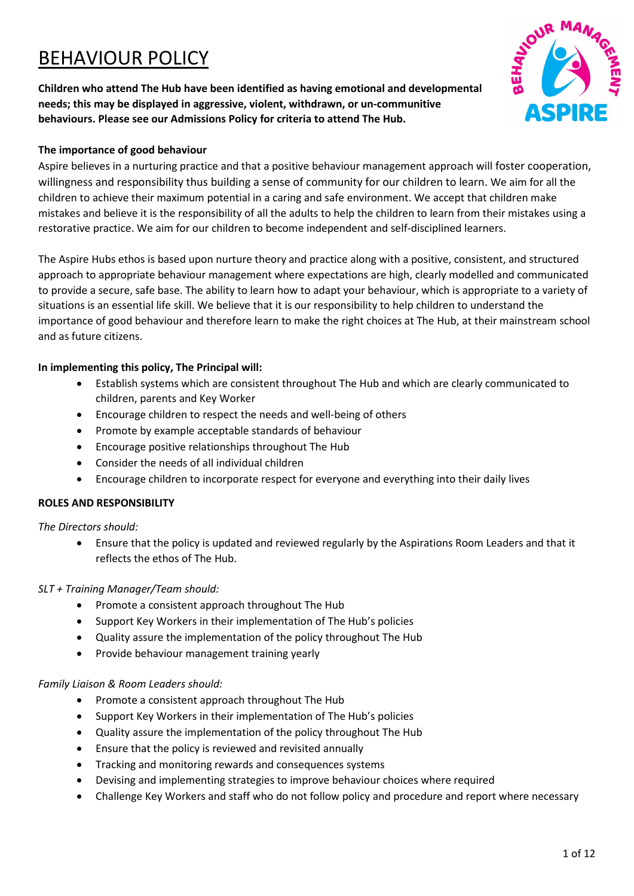# BEHAVIOUR POLICY

**Children who attend The Hub have been identified as having emotional and developmental needs; this may be displayed in aggressive, violent, withdrawn, or un-communitive behaviours. Please see our Admissions Policy for criteria to attend The Hub.**

**The importance of good behaviour**

Aspire believes in a nurturing practice and that a positive behaviour management approach will foster cooperation, willingness and responsibility thus building a sense of community for our children to learn. We aim for all the children to achieve their maximum potential in a caring and safe environment. We accept that children make mistakes and believe it is the responsibility of all the adults to help the children to learn from their mistakes using a restorative practice. We aim for our children to become independent and self-disciplined learners.

The Aspire Hubs ethos is based upon nurture theory and practice along with a positive, consistent, and structured approach to appropriate behaviour management where expectations are high, clearly modelled and communicated to provide a secure, safe base. The ability to learn how to adapt your behaviour, which is appropriate to a variety of situations is an essential life skill. We believe that it is our responsibility to help children to understand the importance of good behaviour and therefore learn to make the right choices at The Hub, at their mainstream school and as future citizens.

**In implementing this policy, The Principal will:**

- Establish systems which are consistent throughout The Hub and which are clearly communicated to children, parents and Key Worker
- Encourage children to respect the needs and well-being of others
- Promote by example acceptable standards of behaviour
- Encourage positive relationships throughout The Hub
- Consider the needs of all individual children
- Encourage children to incorporate respect for everyone and everything into their daily lives

**ROLES AND RESPONSIBILITY**

*The Directors should:*

- Ensure that the policy is updated and reviewed regularly by the Aspirations Room Leaders and that it reflects the ethos of The Hub.

*SLT + Training Manager/Team should:*

- Promote a consistent approach throughout The Hub
- Support Key Workers in their implementation of The Hub's policies
- Quality assure the implementation of the policy throughout The Hub
- Provide behaviour management training yearly

*Family Liaison & Room Leaders should:*

- Promote a consistent approach throughout The Hub
- Support Key Workers in their implementation of The Hub's policies
- Quality assure the implementation of the policy throughout The Hub
- Ensure that the policy is reviewed and revisited annually
- Tracking and monitoring rewards and consequences systems
- Devising and implementing strategies to improve behaviour choices where required
- Challenge Key Workers and staff who do not follow policy and procedure and report where necessary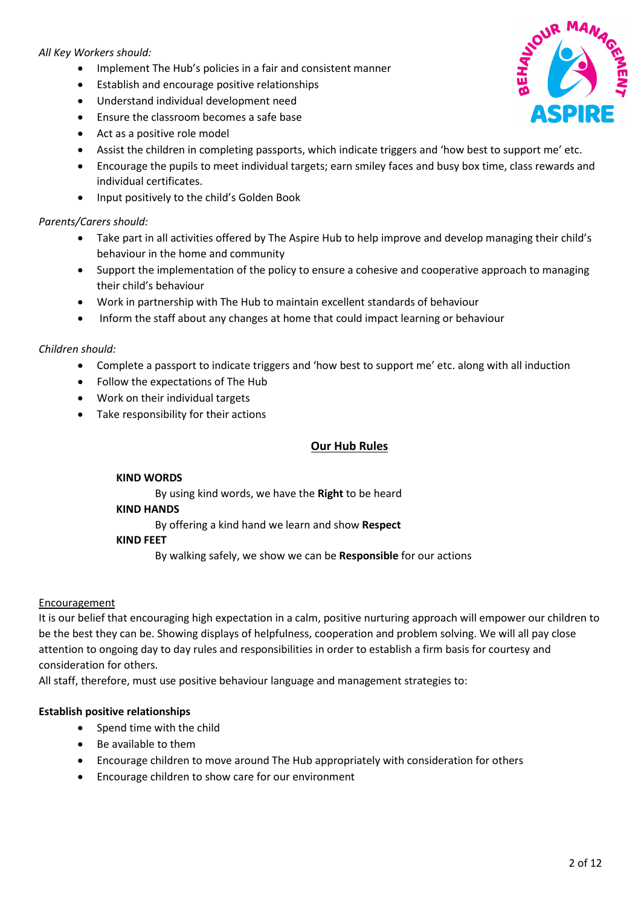*All Key Workers should:*

- Implement The Hub's policies in a fair and consistent manner
- Establish and encourage positive relationships
- Understand individual development need
- Ensure the classroom becomes a safe base
- Act as a positive role model
- Assist the children in completing passports, which indicate triggers and 'how best to support me' etc.
- Encourage the pupils to meet individual targets; earn smiley faces and busy box time, class rewards and individual certificates.
- Input positively to the child's Golden Book

*Parents/Carers should:*

- Take part in all activities offered by The Aspire Hub to help improve and develop managing their child's behaviour in the home and community
- Support the implementation of the policy to ensure a cohesive and cooperative approach to managing their child's behaviour
- Work in partnership with The Hub to maintain excellent standards of behaviour
- Inform the staff about any changes at home that could impact learning or behaviour

*Children should:*

- Complete a passport to indicate triggers and 'how best to support me' etc. along with all induction
- Follow the expectations of The Hub
- Work on their individual targets
- Take responsibility for their actions

## Our Hub Rules

**KIND WORDS**

By using kind words, we have the **Right** to be heard

**KIND HANDS**

By offering a kind hand we learn and show **Respect**

**KIND FEET**

By walking safely, we show we can be **Responsible** for our actions

Encouragement

It is our belief that encouraging high expectation in a calm, positive nurturing approach will empower our children to be the best they can be. Showing displays of helpfulness, cooperation and problem solving. We will all pay close attention to ongoing day to day rules and responsibilities in order to establish a firm basis for courtesy and consideration for others.

All staff, therefore, must use positive behaviour language and management strategies to:

**Establish positive relationships**

- Spend time with the child
- Be available to them
- Encourage children to move around The Hub appropriately with consideration for others
- Encourage children to show care for our environment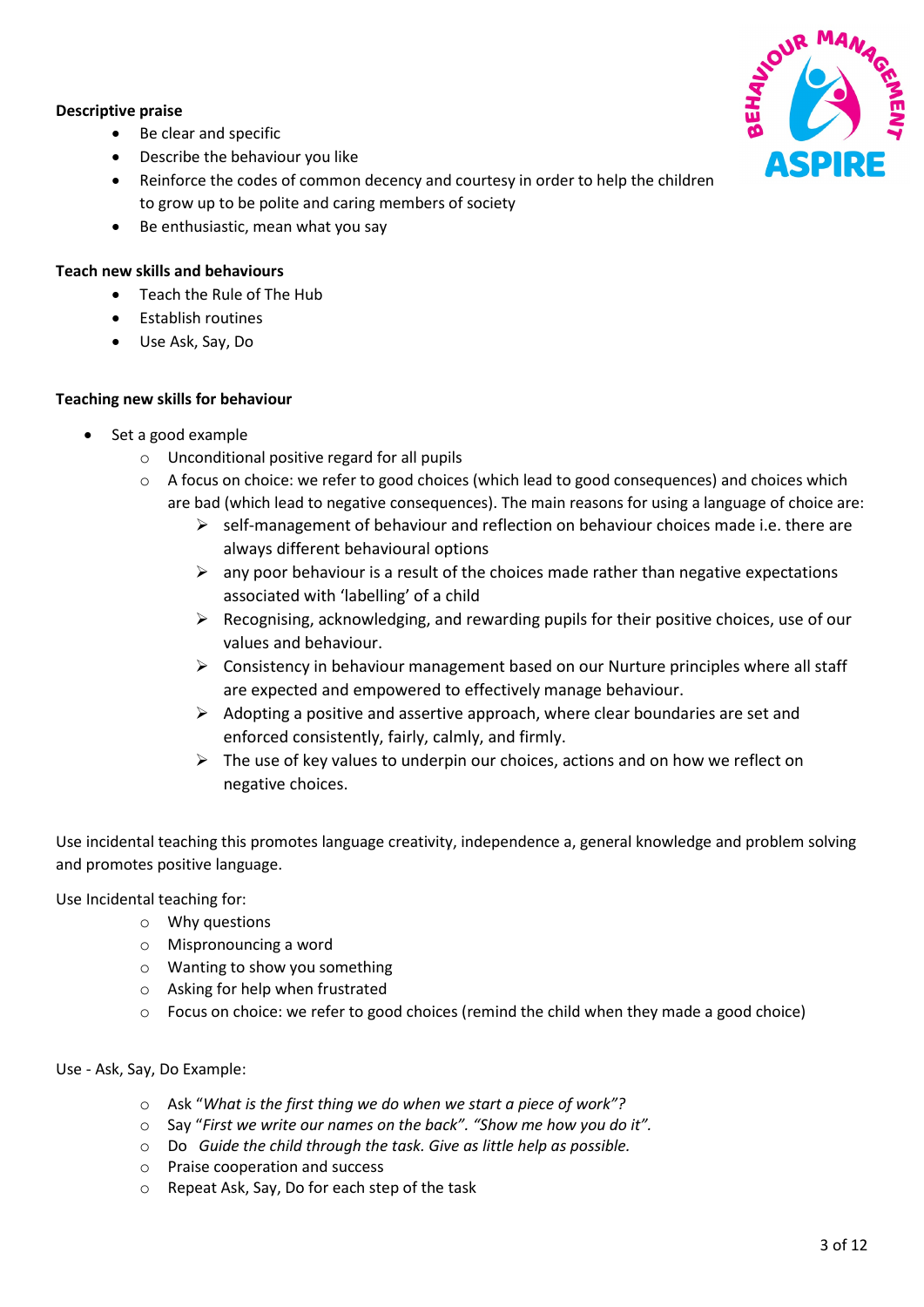**Descriptive praise**

- Be clear and specific
- Describe the behaviour you like
- Reinforce the codes of common decency and courtesy in order to help the children to grow up to be polite and caring members of society
- Be enthusiastic, mean what you say

**Teach new skills and behaviours**

- Teach the Rule of The Hub
- Establish routines
- Use Ask, Say, Do

**Teaching new skills for behaviour**

- Set a good example
  - Unconditional positive regard for all pupils
  - A focus on choice: we refer to good choices (which lead to good consequences) and choices which are bad (which lead to negative consequences). The main reasons for using a language of choice are:
    - self-management of behaviour and reflection on behaviour choices made i.e. there are always different behavioural options
    - any poor behaviour is a result of the choices made rather than negative expectations associated with 'labelling' of a child
    - Recognising, acknowledging, and rewarding pupils for their positive choices, use of our values and behaviour.
    - Consistency in behaviour management based on our Nurture principles where all staff are expected and empowered to effectively manage behaviour.
    - Adopting a positive and assertive approach, where clear boundaries are set and enforced consistently, fairly, calmly, and firmly.
    - The use of key values to underpin our choices, actions and on how we reflect on negative choices.

Use incidental teaching this promotes language creativity, independence a, general knowledge and problem solving and promotes positive language.

Use Incidental teaching for:

- Why questions
- Mispronouncing a word
- Wanting to show you something
- Asking for help when frustrated
- Focus on choice: we refer to good choices (remind the child when they made a good choice)

Use - Ask, Say, Do Example:

- Ask "*What is the first thing we do when we start a piece of work*"?
- Say "*First we write our names on the back*". "*Show me how you do it*".
- Do *Guide the child through the task. Give as little help as possible.*
- Praise cooperation and success
- Repeat Ask, Say, Do for each step of the task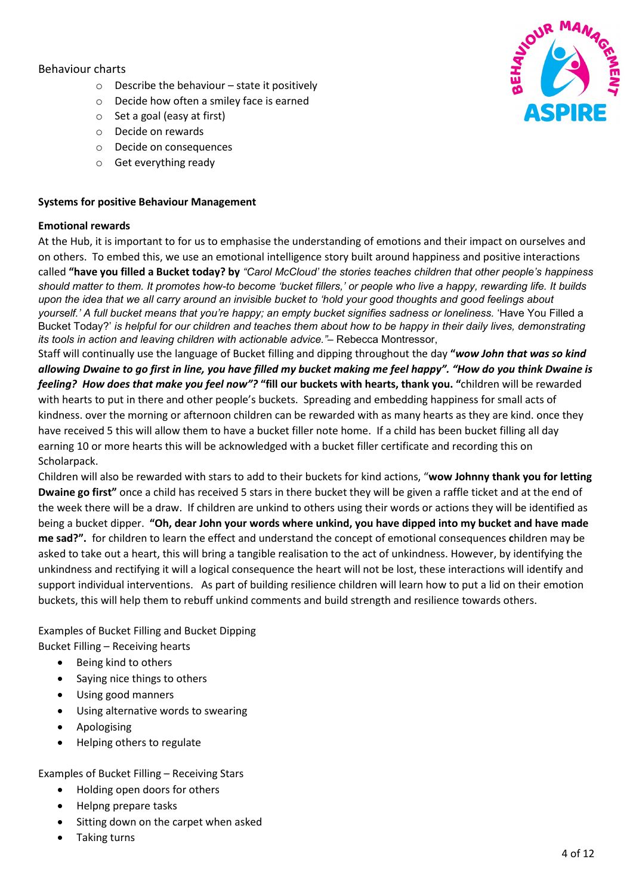Behaviour charts

- Describe the behaviour – state it positively
- Decide how often a smiley face is earned
- Set a goal (easy at first)
- Decide on rewards
- Decide on consequences
- Get everything ready

**Systems for positive Behaviour Management**

**Emotional rewards**

At the Hub, it is important to for us to emphasise the understanding of emotions and their impact on ourselves and on others. To embed this, we use an emotional intelligence story built around happiness and positive interactions called **"have you filled a Bucket today? by** *"Carol McCloud' the stories teaches children that other people's happiness should matter to them. It promotes how-to become 'bucket fillers,' or people who live a happy, rewarding life. It builds upon the idea that we all carry around an invisible bucket to 'hold your good thoughts and good feelings about yourself.' A full bucket means that you're happy; an empty bucket signifies sadness or loneliness.* 'Have You Filled a Bucket Today?' *is helpful for our children and teaches them about how to be happy in their daily lives, demonstrating its tools in action and leaving children with actionable advice."*– Rebecca Montressor,

Staff will continually use the language of Bucket filling and dipping throughout the day ***"wow John that was so kind allowing Dwaine to go first in line, you have filled my bucket making me feel happy". "How do you think Dwaine is feeling? How does that make you feel now"?*** **"fill our buckets with hearts, thank you. "**children will be rewarded with hearts to put in there and other people's buckets. Spreading and embedding happiness for small acts of kindness. over the morning or afternoon children can be rewarded with as many hearts as they are kind. once they have received 5 this will allow them to have a bucket filler note home. If a child has been bucket filling all day earning 10 or more hearts this will be acknowledged with a bucket filler certificate and recording this on Scholarpack.

Children will also be rewarded with stars to add to their buckets for kind actions, "**wow Johnny thank you for letting Dwaine go first"** once a child has received 5 stars in there bucket they will be given a raffle ticket and at the end of the week there will be a draw. If children are unkind to others using their words or actions they will be identified as being a bucket dipper. **"Oh, dear John your words where unkind, you have dipped into my bucket and have made me sad?".** for children to learn the effect and understand the concept of emotional consequences **c**hildren may be asked to take out a heart, this will bring a tangible realisation to the act of unkindness. However, by identifying the unkindness and rectifying it will a logical consequence the heart will not be lost, these interactions will identify and support individual interventions. As part of building resilience children will learn how to put a lid on their emotion buckets, this will help them to rebuff unkind comments and build strength and resilience towards others.

Examples of Bucket Filling and Bucket Dipping

Bucket Filling – Receiving hearts

- Being kind to others
- Saying nice things to others
- Using good manners
- Using alternative words to swearing
- Apologising
- Helping others to regulate

Examples of Bucket Filling – Receiving Stars

- Holding open doors for others
- Helpng prepare tasks
- Sitting down on the carpet when asked
- Taking turns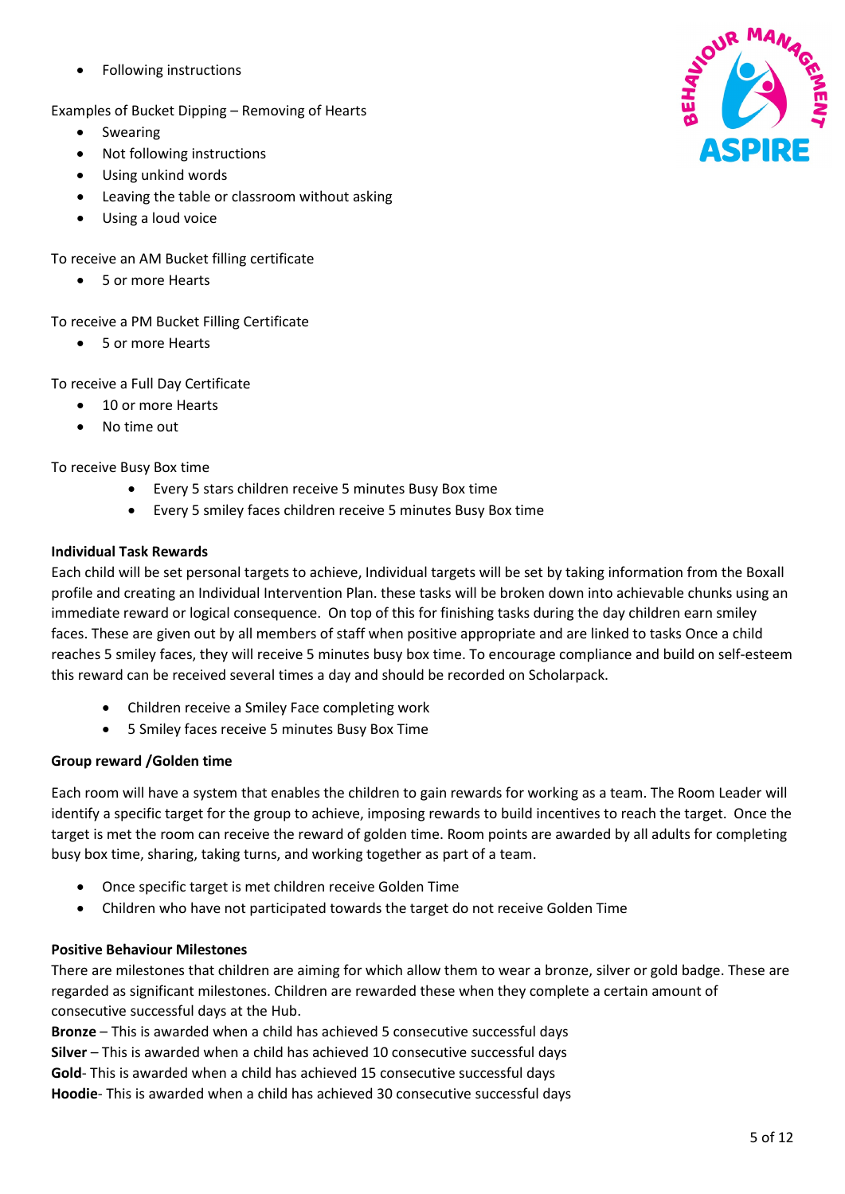- Following instructions

Examples of Bucket Dipping – Removing of Hearts

- Swearing
- Not following instructions
- Using unkind words
- Leaving the table or classroom without asking
- Using a loud voice

To receive an AM Bucket filling certificate

- 5 or more Hearts

To receive a PM Bucket Filling Certificate

- 5 or more Hearts

To receive a Full Day Certificate

- 10 or more Hearts
- No time out

To receive Busy Box time

- Every 5 stars children receive 5 minutes Busy Box time
- Every 5 smiley faces children receive 5 minutes Busy Box time

**Individual Task Rewards**

Each child will be set personal targets to achieve, Individual targets will be set by taking information from the Boxall profile and creating an Individual Intervention Plan. these tasks will be broken down into achievable chunks using an immediate reward or logical consequence. On top of this for finishing tasks during the day children earn smiley faces. These are given out by all members of staff when positive appropriate and are linked to tasks Once a child reaches 5 smiley faces, they will receive 5 minutes busy box time. To encourage compliance and build on self-esteem this reward can be received several times a day and should be recorded on Scholarpack.

- Children receive a Smiley Face completing work
- 5 Smiley faces receive 5 minutes Busy Box Time

**Group reward /Golden time**

Each room will have a system that enables the children to gain rewards for working as a team. The Room Leader will identify a specific target for the group to achieve, imposing rewards to build incentives to reach the target. Once the target is met the room can receive the reward of golden time. Room points are awarded by all adults for completing busy box time, sharing, taking turns, and working together as part of a team.

- Once specific target is met children receive Golden Time
- Children who have not participated towards the target do not receive Golden Time

**Positive Behaviour Milestones**

There are milestones that children are aiming for which allow them to wear a bronze, silver or gold badge. These are regarded as significant milestones. Children are rewarded these when they complete a certain amount of consecutive successful days at the Hub.

**Bronze** – This is awarded when a child has achieved 5 consecutive successful days
**Silver** – This is awarded when a child has achieved 10 consecutive successful days
**Gold**- This is awarded when a child has achieved 15 consecutive successful days
**Hoodie**- This is awarded when a child has achieved 30 consecutive successful days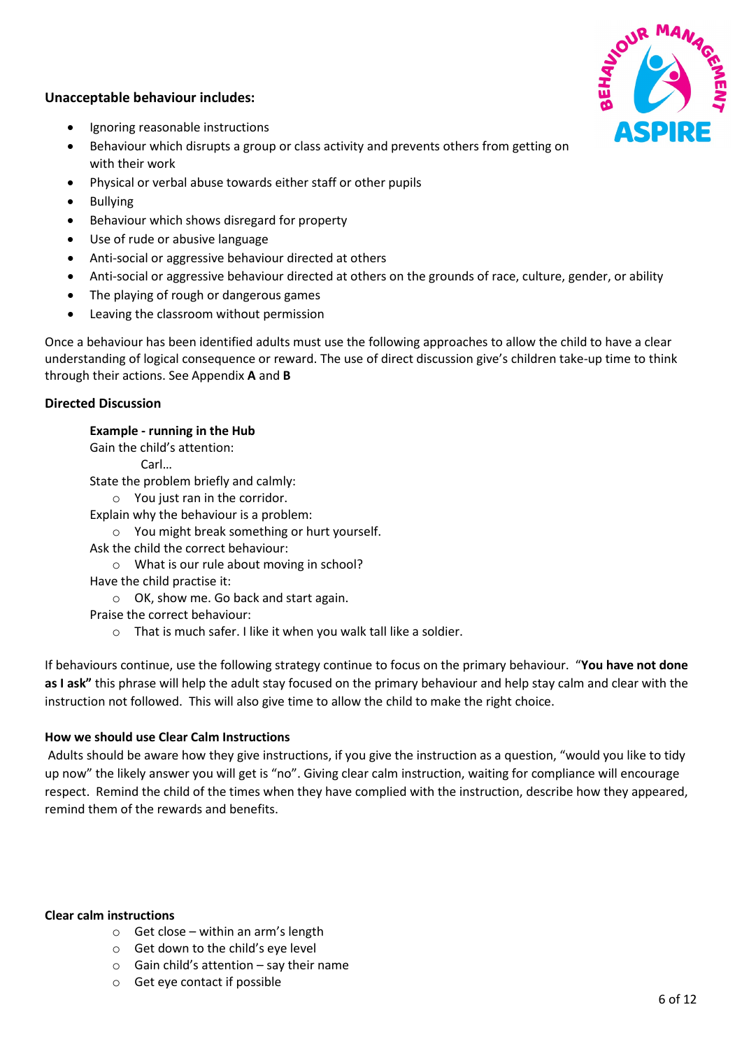**Unacceptable behaviour includes:**

- Ignoring reasonable instructions
- Behaviour which disrupts a group or class activity and prevents others from getting on with their work
- Physical or verbal abuse towards either staff or other pupils
- Bullying
- Behaviour which shows disregard for property
- Use of rude or abusive language
- Anti-social or aggressive behaviour directed at others
- Anti-social or aggressive behaviour directed at others on the grounds of race, culture, gender, or ability
- The playing of rough or dangerous games
- Leaving the classroom without permission

Once a behaviour has been identified adults must use the following approaches to allow the child to have a clear understanding of logical consequence or reward. The use of direct discussion give's children take-up time to think through their actions. See Appendix **A** and **B**

**Directed Discussion**

**Example - running in the Hub**

Gain the child's attention:

Carl…

State the problem briefly and calmly:

- You just ran in the corridor.

Explain why the behaviour is a problem:

- You might break something or hurt yourself.

Ask the child the correct behaviour:

- What is our rule about moving in school?

Have the child practise it:

- OK, show me. Go back and start again.

Praise the correct behaviour:

- That is much safer. I like it when you walk tall like a soldier.

If behaviours continue, use the following strategy continue to focus on the primary behaviour. "**You have not done as I ask"** this phrase will help the adult stay focused on the primary behaviour and help stay calm and clear with the instruction not followed. This will also give time to allow the child to make the right choice.

**How we should use Clear Calm Instructions**

Adults should be aware how they give instructions, if you give the instruction as a question, "would you like to tidy up now" the likely answer you will get is "no". Giving clear calm instruction, waiting for compliance will encourage respect. Remind the child of the times when they have complied with the instruction, describe how they appeared, remind them of the rewards and benefits.

**Clear calm instructions**

- Get close – within an arm's length
- Get down to the child's eye level
- Gain child's attention – say their name
- Get eye contact if possible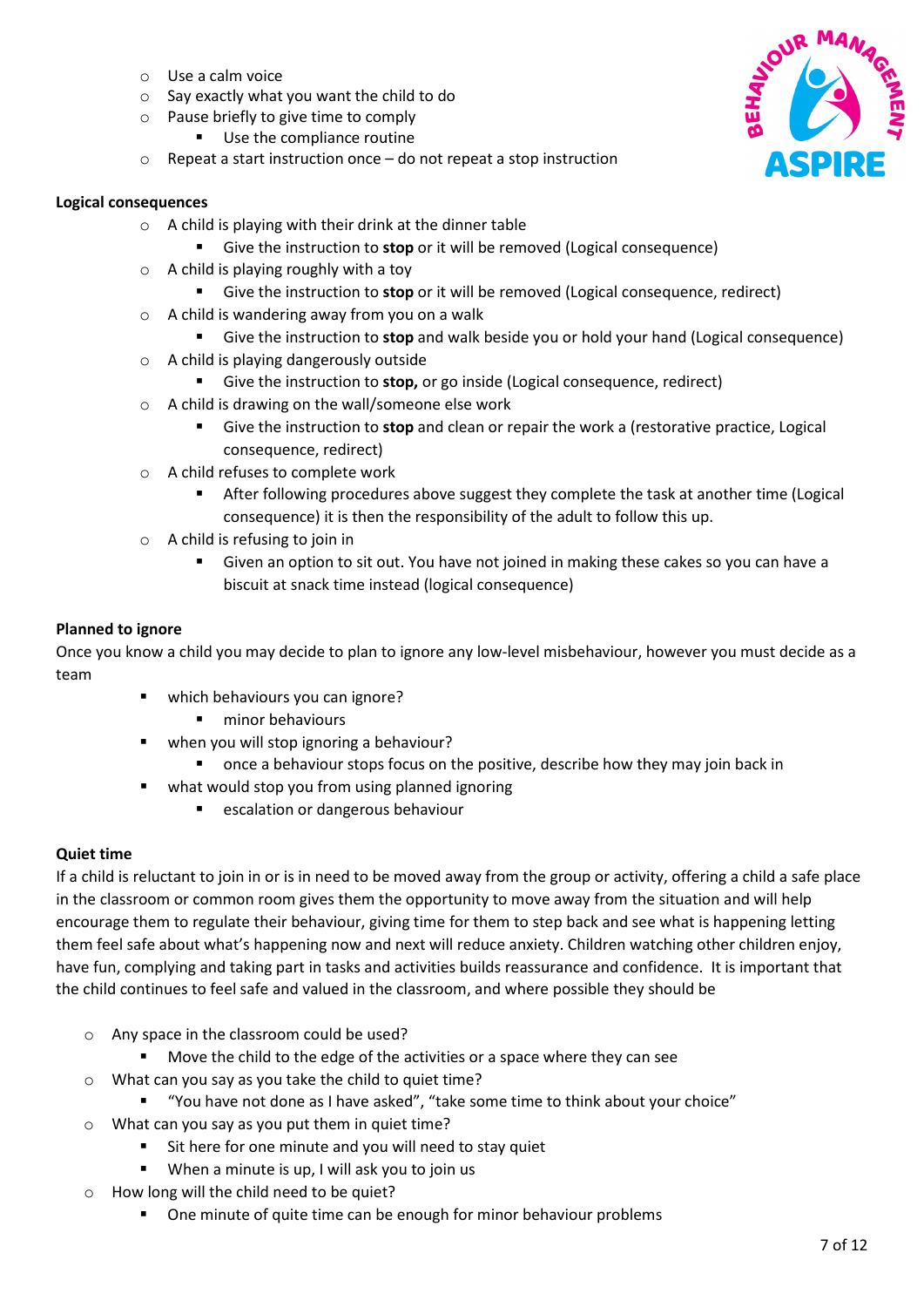- Use a calm voice
- Say exactly what you want the child to do
- Pause briefly to give time to comply
  - Use the compliance routine
- Repeat a start instruction once – do not repeat a stop instruction

**Logical consequences**

- A child is playing with their drink at the dinner table
  - Give the instruction to **stop** or it will be removed (Logical consequence)
- A child is playing roughly with a toy
  - Give the instruction to **stop** or it will be removed (Logical consequence, redirect)
- A child is wandering away from you on a walk
  - Give the instruction to **stop** and walk beside you or hold your hand (Logical consequence)
- A child is playing dangerously outside
  - Give the instruction to **stop,** or go inside (Logical consequence, redirect)
- A child is drawing on the wall/someone else work
  - Give the instruction to **stop** and clean or repair the work a (restorative practice, Logical consequence, redirect)
- A child refuses to complete work
  - After following procedures above suggest they complete the task at another time (Logical consequence) it is then the responsibility of the adult to follow this up.
- A child is refusing to join in
  - Given an option to sit out. You have not joined in making these cakes so you can have a biscuit at snack time instead (logical consequence)

**Planned to ignore**

Once you know a child you may decide to plan to ignore any low-level misbehaviour, however you must decide as a team

- which behaviours you can ignore?
  - minor behaviours
- when you will stop ignoring a behaviour?
  - once a behaviour stops focus on the positive, describe how they may join back in
- what would stop you from using planned ignoring
  - escalation or dangerous behaviour

**Quiet time**

If a child is reluctant to join in or is in need to be moved away from the group or activity, offering a child a safe place in the classroom or common room gives them the opportunity to move away from the situation and will help encourage them to regulate their behaviour, giving time for them to step back and see what is happening letting them feel safe about what's happening now and next will reduce anxiety. Children watching other children enjoy, have fun, complying and taking part in tasks and activities builds reassurance and confidence. It is important that the child continues to feel safe and valued in the classroom, and where possible they should be

- Any space in the classroom could be used?
  - Move the child to the edge of the activities or a space where they can see
- What can you say as you take the child to quiet time?
  - "You have not done as I have asked", "take some time to think about your choice"
- What can you say as you put them in quiet time?
  - Sit here for one minute and you will need to stay quiet
  - When a minute is up, I will ask you to join us
- How long will the child need to be quiet?
  - One minute of quite time can be enough for minor behaviour problems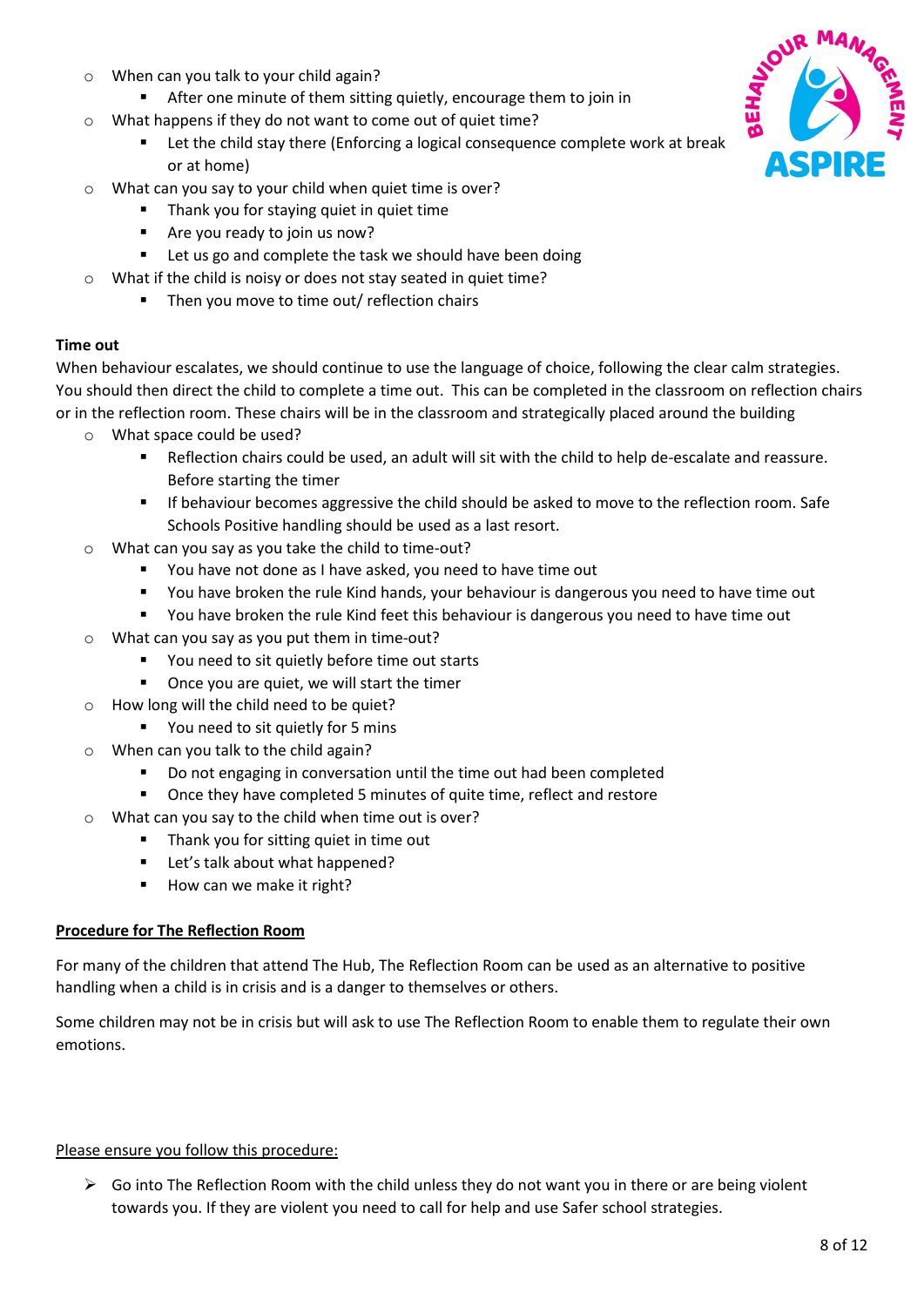- When can you talk to your child again?
  - After one minute of them sitting quietly, encourage them to join in
- What happens if they do not want to come out of quiet time?
  - Let the child stay there (Enforcing a logical consequence complete work at break or at home)
- What can you say to your child when quiet time is over?
  - Thank you for staying quiet in quiet time
  - Are you ready to join us now?
  - Let us go and complete the task we should have been doing
- What if the child is noisy or does not stay seated in quiet time?
  - Then you move to time out/ reflection chairs

**Time out**

When behaviour escalates, we should continue to use the language of choice, following the clear calm strategies. You should then direct the child to complete a time out. This can be completed in the classroom on reflection chairs or in the reflection room. These chairs will be in the classroom and strategically placed around the building

- What space could be used?
  - Reflection chairs could be used, an adult will sit with the child to help de-escalate and reassure. Before starting the timer
  - If behaviour becomes aggressive the child should be asked to move to the reflection room. Safe Schools Positive handling should be used as a last resort.
- What can you say as you take the child to time-out?
  - You have not done as I have asked, you need to have time out
  - You have broken the rule Kind hands, your behaviour is dangerous you need to have time out
  - You have broken the rule Kind feet this behaviour is dangerous you need to have time out
- What can you say as you put them in time-out?
  - You need to sit quietly before time out starts
  - Once you are quiet, we will start the timer
- How long will the child need to be quiet?
  - You need to sit quietly for 5 mins
- When can you talk to the child again?
  - Do not engaging in conversation until the time out had been completed
  - Once they have completed 5 minutes of quite time, reflect and restore
- What can you say to the child when time out is over?
  - Thank you for sitting quiet in time out
  - Let's talk about what happened?
  - How can we make it right?

**Procedure for The Reflection Room**

For many of the children that attend The Hub, The Reflection Room can be used as an alternative to positive handling when a child is in crisis and is a danger to themselves or others.

Some children may not be in crisis but will ask to use The Reflection Room to enable them to regulate their own emotions.

Please ensure you follow this procedure:

- Go into The Reflection Room with the child unless they do not want you in there or are being violent towards you. If they are violent you need to call for help and use Safer school strategies.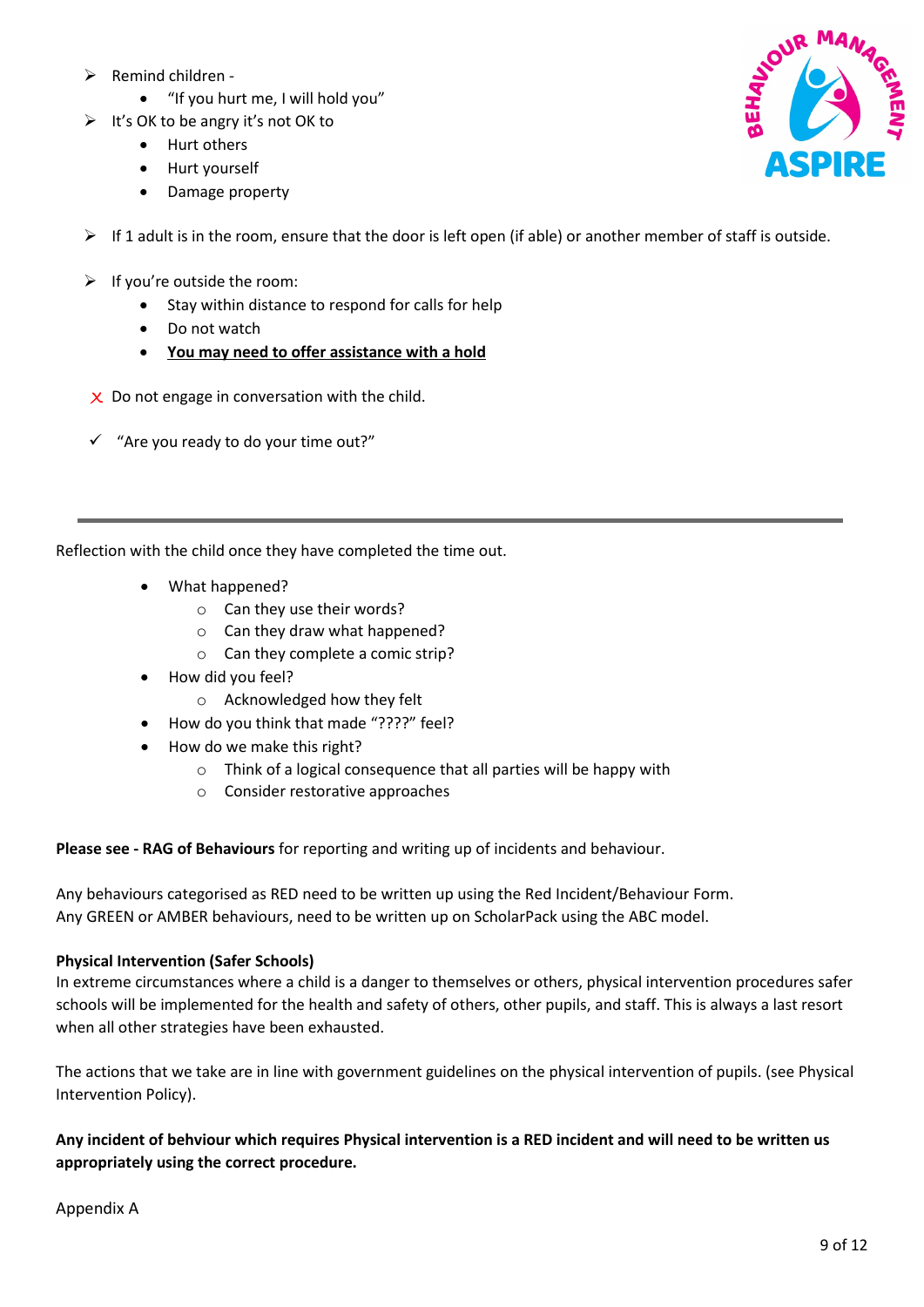- Remind children -
  - "If you hurt me, I will hold you"
- It's OK to be angry it's not OK to
  - Hurt others
  - Hurt yourself
  - Damage property

- If 1 adult is in the room, ensure that the door is left open (if able) or another member of staff is outside.

- If you're outside the room:
  - Stay within distance to respond for calls for help
  - Do not watch
  - **<u>You may need to offer assistance with a hold</u>**

✗ Do not engage in conversation with the child.

✓ "Are you ready to do your time out?"

---

Reflection with the child once they have completed the time out.

- What happened?
  - Can they use their words?
  - Can they draw what happened?
  - Can they complete a comic strip?
- How did you feel?
  - Acknowledged how they felt
- How do you think that made "????" feel?
- How do we make this right?
  - Think of a logical consequence that all parties will be happy with
  - Consider restorative approaches

**Please see - RAG of Behaviours** for reporting and writing up of incidents and behaviour.

Any behaviours categorised as RED need to be written up using the Red Incident/Behaviour Form.
Any GREEN or AMBER behaviours, need to be written up on ScholarPack using the ABC model.

**Physical Intervention (Safer Schools)**
In extreme circumstances where a child is a danger to themselves or others, physical intervention procedures safer schools will be implemented for the health and safety of others, other pupils, and staff. This is always a last resort when all other strategies have been exhausted.

The actions that we take are in line with government guidelines on the physical intervention of pupils. (see Physical Intervention Policy).

**Any incident of behviour which requires Physical intervention is a RED incident and will need to be written us appropriately using the correct procedure.**

Appendix A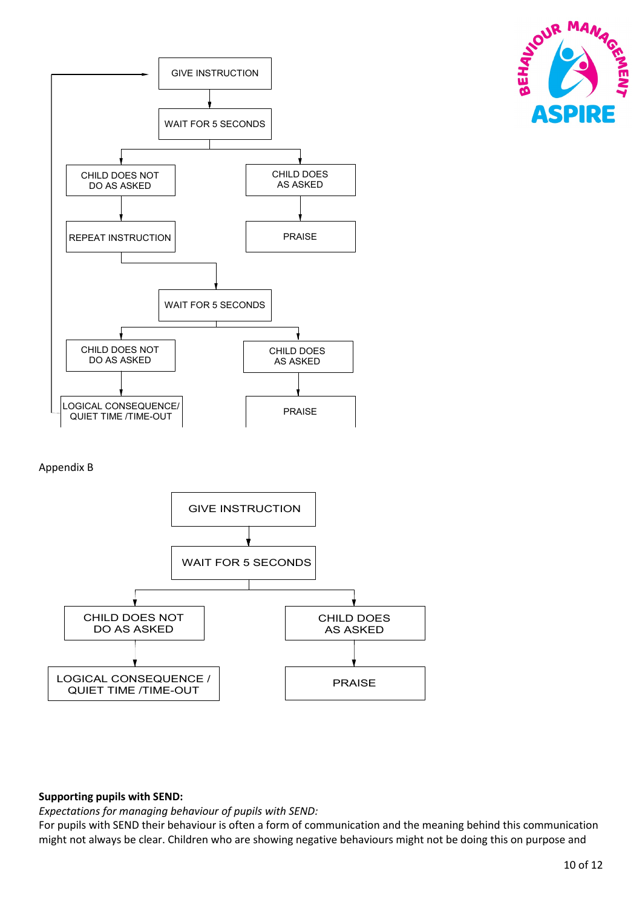GIVE INSTRUCTION

↓

WAIT FOR 5 SECONDS

| CHILD DOES NOT DO AS ASKED | CHILD DOES AS ASKED |
| --- | --- |
| ↓ | ↓ |
| REPEAT INSTRUCTION | PRAISE |

↓

WAIT FOR 5 SECONDS

| CHILD DOES NOT DO AS ASKED | CHILD DOES AS ASKED |
| --- | --- |
| ↓ | ↓ |
| LOGICAL CONSEQUENCE/ QUIET TIME /TIME-OUT | PRAISE |

(LOGICAL CONSEQUENCE/ QUIET TIME /TIME-OUT → back to GIVE INSTRUCTION)

Appendix B

GIVE INSTRUCTION

↓

WAIT FOR 5 SECONDS

| CHILD DOES NOT DO AS ASKED | CHILD DOES AS ASKED |
| --- | --- |
| ↓ | ↓ |
| LOGICAL CONSEQUENCE / QUIET TIME /TIME-OUT | PRAISE |

**Supporting pupils with SEND:**

*Expectations for managing behaviour of pupils with SEND:*

For pupils with SEND their behaviour is often a form of communication and the meaning behind this communication might not always be clear. Children who are showing negative behaviours might not be doing this on purpose and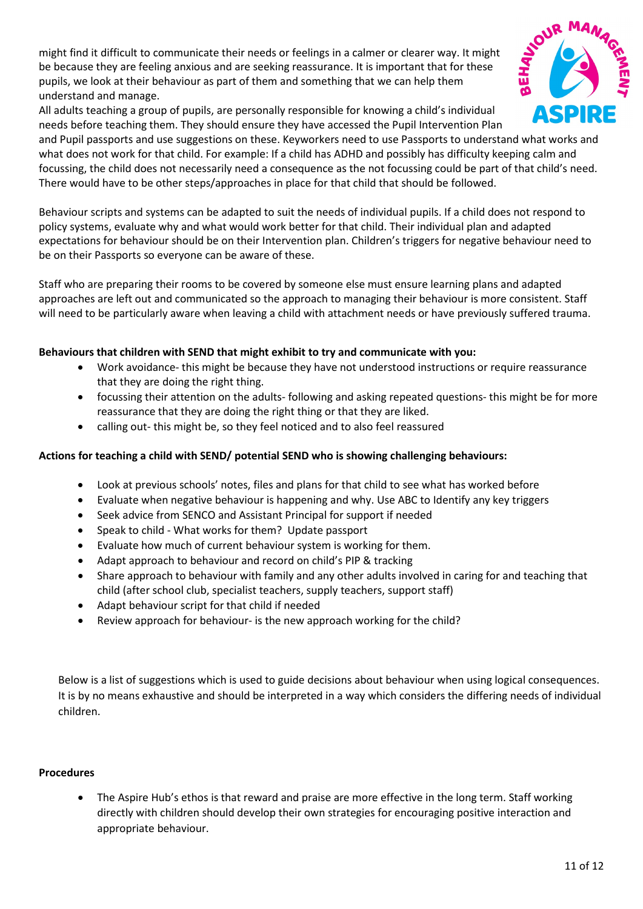might find it difficult to communicate their needs or feelings in a calmer or clearer way. It might be because they are feeling anxious and are seeking reassurance. It is important that for these pupils, we look at their behaviour as part of them and something that we can help them understand and manage.

All adults teaching a group of pupils, are personally responsible for knowing a child's individual needs before teaching them. They should ensure they have accessed the Pupil Intervention Plan and Pupil passports and use suggestions on these. Keyworkers need to use Passports to understand what works and what does not work for that child. For example: If a child has ADHD and possibly has difficulty keeping calm and focussing, the child does not necessarily need a consequence as the not focussing could be part of that child's need. There would have to be other steps/approaches in place for that child that should be followed.

Behaviour scripts and systems can be adapted to suit the needs of individual pupils. If a child does not respond to policy systems, evaluate why and what would work better for that child. Their individual plan and adapted expectations for behaviour should be on their Intervention plan. Children's triggers for negative behaviour need to be on their Passports so everyone can be aware of these.

Staff who are preparing their rooms to be covered by someone else must ensure learning plans and adapted approaches are left out and communicated so the approach to managing their behaviour is more consistent. Staff will need to be particularly aware when leaving a child with attachment needs or have previously suffered trauma.

**Behaviours that children with SEND that might exhibit to try and communicate with you:**

- Work avoidance- this might be because they have not understood instructions or require reassurance that they are doing the right thing.
- focussing their attention on the adults- following and asking repeated questions- this might be for more reassurance that they are doing the right thing or that they are liked.
- calling out- this might be, so they feel noticed and to also feel reassured

**Actions for teaching a child with SEND/ potential SEND who is showing challenging behaviours:**

- Look at previous schools' notes, files and plans for that child to see what has worked before
- Evaluate when negative behaviour is happening and why. Use ABC to Identify any key triggers
- Seek advice from SENCO and Assistant Principal for support if needed
- Speak to child - What works for them? Update passport
- Evaluate how much of current behaviour system is working for them.
- Adapt approach to behaviour and record on child's PIP & tracking
- Share approach to behaviour with family and any other adults involved in caring for and teaching that child (after school club, specialist teachers, supply teachers, support staff)
- Adapt behaviour script for that child if needed
- Review approach for behaviour- is the new approach working for the child?

Below is a list of suggestions which is used to guide decisions about behaviour when using logical consequences. It is by no means exhaustive and should be interpreted in a way which considers the differing needs of individual children.

**Procedures**

- The Aspire Hub's ethos is that reward and praise are more effective in the long term. Staff working directly with children should develop their own strategies for encouraging positive interaction and appropriate behaviour.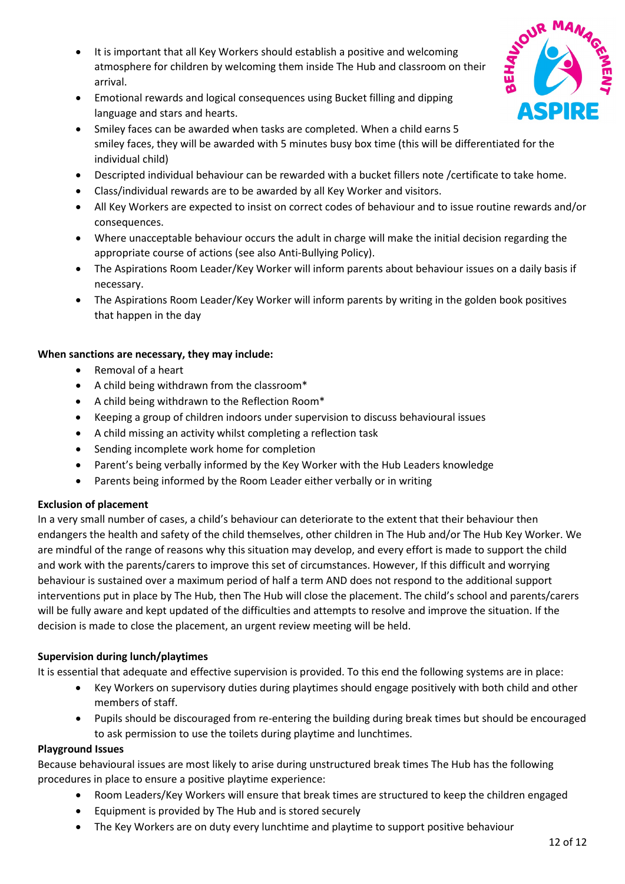- It is important that all Key Workers should establish a positive and welcoming atmosphere for children by welcoming them inside The Hub and classroom on their arrival.
- Emotional rewards and logical consequences using Bucket filling and dipping language and stars and hearts.
- Smiley faces can be awarded when tasks are completed. When a child earns 5 smiley faces, they will be awarded with 5 minutes busy box time (this will be differentiated for the individual child)
- Descripted individual behaviour can be rewarded with a bucket fillers note /certificate to take home.
- Class/individual rewards are to be awarded by all Key Worker and visitors.
- All Key Workers are expected to insist on correct codes of behaviour and to issue routine rewards and/or consequences.
- Where unacceptable behaviour occurs the adult in charge will make the initial decision regarding the appropriate course of actions (see also Anti-Bullying Policy).
- The Aspirations Room Leader/Key Worker will inform parents about behaviour issues on a daily basis if necessary.
- The Aspirations Room Leader/Key Worker will inform parents by writing in the golden book positives that happen in the day

**When sanctions are necessary, they may include:**

- Removal of a heart
- A child being withdrawn from the classroom*
- A child being withdrawn to the Reflection Room*
- Keeping a group of children indoors under supervision to discuss behavioural issues
- A child missing an activity whilst completing a reflection task
- Sending incomplete work home for completion
- Parent's being verbally informed by the Key Worker with the Hub Leaders knowledge
- Parents being informed by the Room Leader either verbally or in writing

**Exclusion of placement**

In a very small number of cases, a child's behaviour can deteriorate to the extent that their behaviour then endangers the health and safety of the child themselves, other children in The Hub and/or The Hub Key Worker. We are mindful of the range of reasons why this situation may develop, and every effort is made to support the child and work with the parents/carers to improve this set of circumstances. However, If this difficult and worrying behaviour is sustained over a maximum period of half a term AND does not respond to the additional support interventions put in place by The Hub, then The Hub will close the placement. The child's school and parents/carers will be fully aware and kept updated of the difficulties and attempts to resolve and improve the situation. If the decision is made to close the placement, an urgent review meeting will be held.

**Supervision during lunch/playtimes**

It is essential that adequate and effective supervision is provided. To this end the following systems are in place:

- Key Workers on supervisory duties during playtimes should engage positively with both child and other members of staff.
- Pupils should be discouraged from re-entering the building during break times but should be encouraged to ask permission to use the toilets during playtime and lunchtimes.

**Playground Issues**

Because behavioural issues are most likely to arise during unstructured break times The Hub has the following procedures in place to ensure a positive playtime experience:

- Room Leaders/Key Workers will ensure that break times are structured to keep the children engaged
- Equipment is provided by The Hub and is stored securely
- The Key Workers are on duty every lunchtime and playtime to support positive behaviour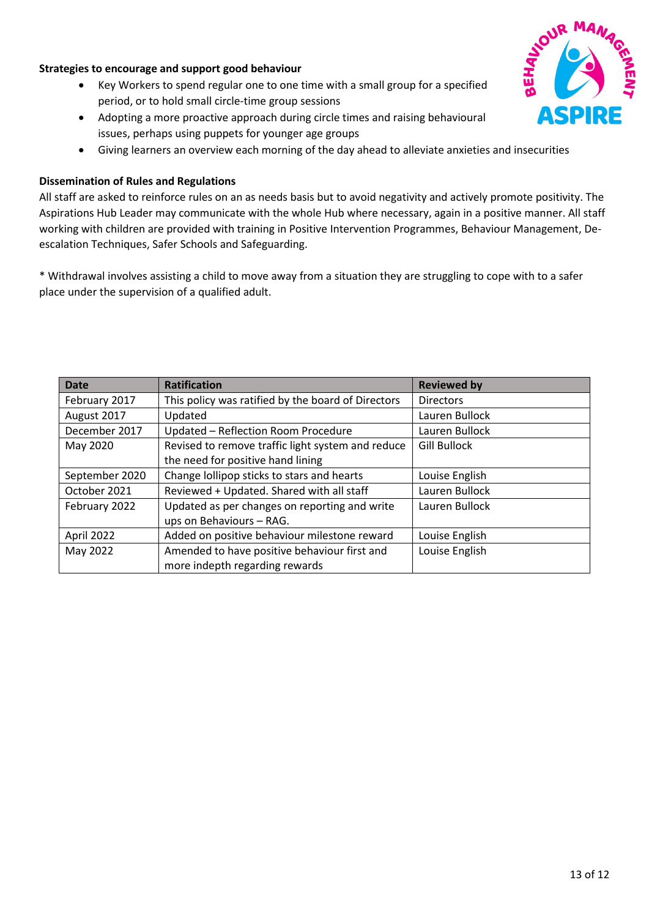**Strategies to encourage and support good behaviour**

- Key Workers to spend regular one to one time with a small group for a specified period, or to hold small circle-time group sessions
- Adopting a more proactive approach during circle times and raising behavioural issues, perhaps using puppets for younger age groups
- Giving learners an overview each morning of the day ahead to alleviate anxieties and insecurities

**Dissemination of Rules and Regulations**

All staff are asked to reinforce rules on an as needs basis but to avoid negativity and actively promote positivity. The Aspirations Hub Leader may communicate with the whole Hub where necessary, again in a positive manner. All staff working with children are provided with training in Positive Intervention Programmes, Behaviour Management, De-escalation Techniques, Safer Schools and Safeguarding.

* Withdrawal involves assisting a child to move away from a situation they are struggling to cope with to a safer place under the supervision of a qualified adult.

| Date | Ratification | Reviewed by |
| --- | --- | --- |
| February 2017 | This policy was ratified by the board of Directors | Directors |
| August 2017 | Updated | Lauren Bullock |
| December 2017 | Updated – Reflection Room Procedure | Lauren Bullock |
| May 2020 | Revised to remove traffic light system and reduce the need for positive hand lining | Gill Bullock |
| September 2020 | Change lollipop sticks to stars and hearts | Louise English |
| October 2021 | Reviewed + Updated. Shared with all staff | Lauren Bullock |
| February 2022 | Updated as per changes on reporting and write ups on Behaviours – RAG. | Lauren Bullock |
| April 2022 | Added on positive behaviour milestone reward | Louise English |
| May 2022 | Amended to have positive behaviour first and more indepth regarding rewards | Louise English |